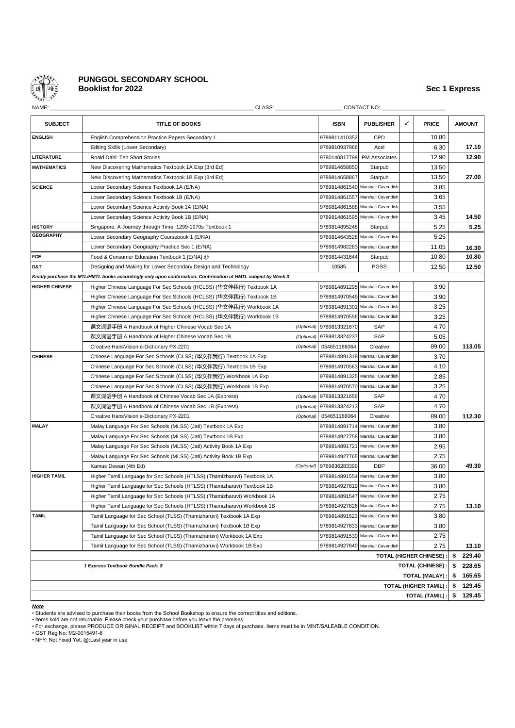# PUNGGOL SECONDARY SCHOOL

## Booklist for 2022

**Sec 1 Express**

NAME: ______________________ CLASS: ____________ CONTACT NO: ____________

| SUBJECT | TITLE OF BOOKS | | ISBN | PUBLISHER | ✓ | PRICE | AMOUNT |
|---|---|---|---|---|---|---|---|
| **ENGLISH** | English Comprehension Practice Papers Secondary 1 | | 9789811410352 | CPD | | 10.80 | |
| | Editing Skills (Lower Secondary) | | 9789810937966 | Acel | | 6.30 | **17.10** |
| **LITERATURE** | Roald Dahl: Ten Short Stories | | 9780140817799 | PM Associates | | 12.90 | **12.90** |
| **MATHEMATICS** | New Discovering Mathematics Textbook 1A Exp (3rd Ed) | | 9789814658850 | Starpub | | 13.50 | |
| | New Discovering Mathematics Textbook 1B Exp (3rd Ed) | | 9789814658867 | Starpub | | 13.50 | **27.00** |
| **SCIENCE** | Lower Secondary Science Textbook 1A (E/NA) | | 9789814861540 | Marshall Cavendish | | 3.85 | |
| | Lower Secondary Science Textbook 1B (E/NA) | | 9789814861557 | Marshall Cavendish | | 3.65 | |
| | Lower Secondary Science Activity Book 1A (E/NA) | | 9789814861588 | Marshall Cavendish | | 3.55 | |
| | Lower Secondary Science Activity Book 1B (E/NA) | | 9789814861595 | Marshall Cavendish | | 3.45 | **14.50** |
| **HISTORY** | Singapore: A Journey through Time, 1299-1970s Textbook 1 | | 9789814895248 | Starpub | | 5.25 | **5.25** |
| **GEOGRAPHY** | Lower Secondary Geography Coursebook 1 (E/NA) | | 9789814643528 | Marshall Cavendish | | 5.25 | |
| | Lower Secondary Geography Practice Sec 1 (E/NA) | | 9789814982283 | Marshall Cavendish | | 11.05 | **16.30** |
| **FCE** | Food & Consumer Education Textbook 1 [E/NA] @ | | 9789814431644 | Starpub | | 10.80 | **10.80** |
| **D&T** | Designing and Making for Lower Secondary Design and Technology | | 10585 | PGSS | | 12.50 | **12.50** |
| *Kindly purchase the MTL/HMTL books accordingly only upon confirmation. Confirmation of HMTL subject by Week 3* | | | | | | | |
| **HIGHER CHINESE** | Higher Chinese Language For Sec Schools (HCLSS) (华文伴我行) Textbook 1A | | 9789814891295 | Marshall Cavendish | | 3.90 | |
| | Higher Chinese Language For Sec Schools (HCLSS) (华文伴我行) Textbook 1B | | 9789814970549 | Marshall Cavendish | | 3.90 | |
| | Higher Chinese Language For Sec Schools (HCLSS) (华文伴我行) Workbook 1A | | 9789814891301 | Marshall Cavendish | | 3.25 | |
| | Higher Chinese Language For Sec Schools (HCLSS) (华文伴我行) Workbook 1B | | 9789814970556 | Marshall Cavendish | | 3.25 | |
| | 课文词语手册 A Handbook of Higher Chinese Vocab Sec 1A | *(Optional)* | 9789813321670 | SAP | | 4.70 | |
| | 课文词语手册 A Handbook of Higher Chinese Vocab Sec 1B | *(Optional)* | 9789813324237 | SAP | | 5.05 | |
| | Creative HansVision e-Dictionary PX-2201 | *(Optional)* | 054651186064 | Creative | | 89.00 | **113.05** |
| **CHINESE** | Chinese Language For Sec Schools (CLSS) (华文伴我行) Textbook 1A Exp | | 9789814891318 | Marshall Cavendish | | 3.70 | |
| | Chinese Language For Sec Schools (CLSS) (华文伴我行) Textbook 1B Exp | | 9789814970563 | Marshall Cavendish | | 4.10 | |
| | Chinese Language For Sec Schools (CLSS) (华文伴我行) Workbook 1A Exp | | 9789814891325 | Marshall Cavendish | | 2.85 | |
| | Chinese Language For Sec Schools (CLSS) (华文伴我行) Workbook 1B Exp | | 9789814970570 | Marshall Cavendish | | 3.25 | |
| | 课文词语手册 A Handbook of Chinese Vocab Sec 1A (Express) | *(Optional)* | 9789813321656 | SAP | | 4.70 | |
| | 课文词语手册 A Handbook of Chinese Vocab Sec 1B (Express) | *(Optional)* | 9789813324213 | SAP | | 4.70 | |
| | Creative HansVision e-Dictionary PX-2201 | *(Optional)* | 054651186064 | Creative | | 89.00 | **112.30** |
| **MALAY** | Malay Language For Sec Schools (MLSS) (Jati) Textbook 1A Exp | | 9789814891714 | Marshall Cavendish | | 3.80 | |
| | Malay Language For Sec Schools (MLSS) (Jati) Textbook 1B Exp | | 9789814927758 | Marshall Cavendish | | 3.80 | |
| | Malay Language For Sec Schools (MLSS) (Jati) Activity Book 1A Exp | | 9789814891721 | Marshall Cavendish | | 2.95 | |
| | Malay Language For Sec Schools (MLSS) (Jati) Activity Book 1B Exp | | 9789814927765 | Marshall Cavendish | | 2.75 | |
| | Kamus Dewan (4th Ed) | *(Optional)* | 9789836283399 | DBP | | 36.00 | **49.30** |
| **HIGHER TAMIL** | Higher Tamil Language for Sec Schools (HTLSS) (Thamizharuvi) Textbook 1A | | 9789814891554 | Marshall Cavendish | | 3.80 | |
| | Higher Tamil Language for Sec Schools (HTLSS) (Thamizharuvi) Textbook 1B | | 9789814927819 | Marshall Cavendish | | 3.80 | |
| | Higher Tamil Language for Sec Schools (HTLSS) (Thamizharuvi) Workbook 1A | | 9789814891547 | Marshall Cavendish | | 2.75 | |
| | Higher Tamil Language for Sec Schools (HTLSS) (Thamizharuvi) Workbook 1B | | 9789814927826 | Marshall Cavendish | | 2.75 | **13.10** |
| **TAMIL** | Tamil Language for Sec School (TLSS) (Thamizharuvi) Textbook 1A Exp | | 9789814891523 | Marshall Cavendish | | 3.80 | |
| | Tamil Language for Sec School (TLSS) (Thamizharuvi) Textbook 1B Exp | | 9789814927833 | Marshall Cavendish | | 3.80 | |
| | Tamil Language for Sec School (TLSS) (Thamizharuvi) Workbook 1A Exp | | 9789814891530 | Marshall Cavendish | | 2.75 | |
| | Tamil Language for Sec School (TLSS) (Thamizharuvi) Workbook 1B Exp | | 9789814927840 | Marshall Cavendish | | 2.75 | **13.10** |
| | | | | | | **TOTAL (HIGHER CHINESE) :** | **$ 229.40** |
| | *1 Express Textbook Bundle Pack: $* | | | | | **TOTAL (CHINESE) :** | **$ 228.65** |
| | | | | | | **TOTAL (MALAY) :** | **$ 165.65** |
| | | | | | | **TOTAL (HIGHER TAMIL) :** | **$ 129.45** |
| | | | | | | **TOTAL (TAMIL) :** | **$ 129.45** |

***Note***

- Students are advised to purchase their books from the School Bookshop to ensure the correct titles and editions.
- Items sold are not returnable. Please check your purchase before you leave the premises.
- For exchange, please PRODUCE ORIGINAL RECEIPT and BOOKLIST within 7 days of purchase. Items must be in MINT/SALEABLE CONDITION.
- GST Reg No: M2-0015491-6
- NFY: Not Fixed Yet, @:Last year in use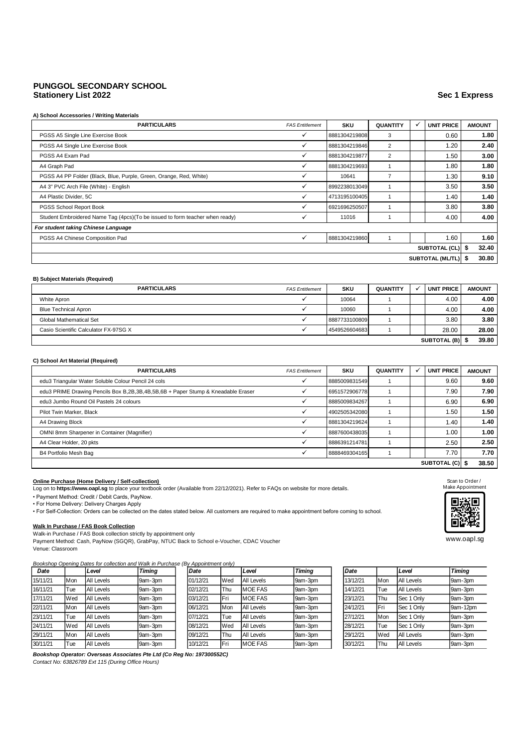**PUNGGOL SECONDARY SCHOOL**
**Stationery List 2022**

**Sec 1 Express**

**A) School Accessories / Writing Materials**

| PARTICULARS | FAS Entitlement | SKU | QUANTITY | ✓ | UNIT PRICE | AMOUNT |
|---|---|---|---|---|---|---|
| PGSS A5 Single Line Exercise Book | ✓ | 8881304219808 | 3 | | 0.60 | **1.80** |
| PGSS A4 Single Line Exercise Book | ✓ | 8881304219846 | 2 | | 1.20 | **2.40** |
| PGSS A4 Exam Pad | ✓ | 8881304219877 | 2 | | 1.50 | **3.00** |
| A4 Graph Pad | ✓ | 8881304219693 | 1 | | 1.80 | **1.80** |
| PGSS A4 PP Folder (Black, Blue, Purple, Green, Orange, Red, White) | ✓ | 10641 | 7 | | 1.30 | **9.10** |
| A4 3" PVC Arch File (White) - English | ✓ | 8992238013049 | 1 | | 3.50 | **3.50** |
| A4 Plastic Divider, 5C | ✓ | 4713195100405 | 1 | | 1.40 | **1.40** |
| PGSS School Report Book | ✓ | 6921696250507 | 1 | | 3.80 | **3.80** |
| Student Embroidered Name Tag (4pcs)(To be issued to form teacher when ready) | ✓ | 11016 | 1 | | 4.00 | **4.00** |
| ***For student taking Chinese Language*** | | | | | | |
| PGSS A4 Chinese Composition Pad | ✓ | 8881304219860 | 1 | | 1.60 | **1.60** |
| | | | | | **SUBTOTAL (CL)** | **$ 32.40** |
| | | | | | **SUBTOTAL (ML/TL)** | **$ 30.80** |

**B) Subject Materials (Required)**

| PARTICULARS | FAS Entitlement | SKU | QUANTITY | ✓ | UNIT PRICE | AMOUNT |
|---|---|---|---|---|---|---|
| White Apron | ✓ | 10064 | 1 | | 4.00 | **4.00** |
| Blue Technical Apron | ✓ | 10060 | 1 | | 4.00 | **4.00** |
| Global Mathematical Set | ✓ | 8887733100809 | 1 | | 3.80 | **3.80** |
| Casio Scientific Calculator FX-97SG X | ✓ | 4549526604683 | 1 | | 28.00 | **28.00** |
| | | | | | **SUBTOTAL (B)** | **$ 39.80** |

**C) School Art Material (Required)**

| PARTICULARS | FAS Entitlement | SKU | QUANTITY | ✓ | UNIT PRICE | AMOUNT |
|---|---|---|---|---|---|---|
| edu3 Triangular Water Soluble Colour Pencil 24 cols | ✓ | 8885009831549 | 1 | | 9.60 | **9.60** |
| edu3 PRIME Drawing Pencils Box B,2B,3B,4B,5B,6B + Paper Stump & Kneadable Eraser | ✓ | 6951572906778 | 1 | | 7.90 | **7.90** |
| edu3 Jumbo Round Oil Pastels 24 colours | ✓ | 8885009834267 | 1 | | 6.90 | **6.90** |
| Pilot Twin Marker, Black | ✓ | 4902505342080 | 1 | | 1.50 | **1.50** |
| A4 Drawing Block | ✓ | 8881304219624 | 1 | | 1.40 | **1.40** |
| OMNI 8mm Sharpener in Container (Magnifier) | ✓ | 8887600438035 | 1 | | 1.00 | **1.00** |
| A4 Clear Holder, 20 pkts | ✓ | 8886391214781 | 1 | | 2.50 | **2.50** |
| B4 Portfolio Mesh Bag | ✓ | 8888469304165 | 1 | | 7.70 | **7.70** |
| | | | | | **SUBTOTAL (C)** | **$ 38.50** |

**Online Purchase (Home Delivery / Self-collection)**

Log on to **https://www.oapl.sg** to place your textbook order (Available from 22/12/2021). Refer to FAQs on website for more details.

- Payment Method: Credit / Debit Cards, PayNow.
- For Home Delivery: Delivery Charges Apply
- For Self-Collection: Orders can be collected on the dates stated below. All customers are required to make appointment before coming to school.

Scan to Order / Make Appointment

www.oapl.sg

**Walk In Purchase / FAS Book Collection**

Walk-in Purchase / FAS Book collection strictly by appointment only
Payment Method: Cash, PayNow (SGQR), GrabPay, NTUC Back to School e-Voucher, CDAC Voucher
Venue: Classroom

*Bookshop Opening Dates for collection and Walk in Purchase (By Appointment only)*

| Date | | Level | Timing | Date | | Level | Timing | Date | | Level | Timing |
|---|---|---|---|---|---|---|---|---|---|---|---|
| 15/11/21 | Mon | All Levels | 9am-3pm | 01/12/21 | Wed | All Levels | 9am-3pm | 13/12/21 | Mon | All Levels | 9am-3pm |
| 16/11/21 | Tue | All Levels | 9am-3pm | 02/12/21 | Thu | MOE FAS | 9am-3pm | 14/12/21 | Tue | All Levels | 9am-3pm |
| 17/11/21 | Wed | All Levels | 9am-3pm | 03/12/21 | Fri | MOE FAS | 9am-3pm | 23/12/21 | Thu | Sec 1 Only | 9am-3pm |
| 22/11/21 | Mon | All Levels | 9am-3pm | 06/12/21 | Mon | All Levels | 9am-3pm | 24/12/21 | Fri | Sec 1 Only | 9am-12pm |
| 23/11/21 | Tue | All Levels | 9am-3pm | 07/12/21 | Tue | All Levels | 9am-3pm | 27/12/21 | Mon | Sec 1 Only | 9am-3pm |
| 24/11/21 | Wed | All Levels | 9am-3pm | 08/12/21 | Wed | All Levels | 9am-3pm | 28/12/21 | Tue | Sec 1 Only | 9am-3pm |
| 29/11/21 | Mon | All Levels | 9am-3pm | 09/12/21 | Thu | All Levels | 9am-3pm | 29/12/21 | Wed | All Levels | 9am-3pm |
| 30/11/21 | Tue | All Levels | 9am-3pm | 10/12/21 | Fri | MOE FAS | 9am-3pm | 30/12/21 | Thu | All Levels | 9am-3pm |

***Bookshop Operator: Overseas Associates Pte Ltd (Co Reg No: 197300552C)***
*Contact No: 63826789 Ext 115 (During Office Hours)*